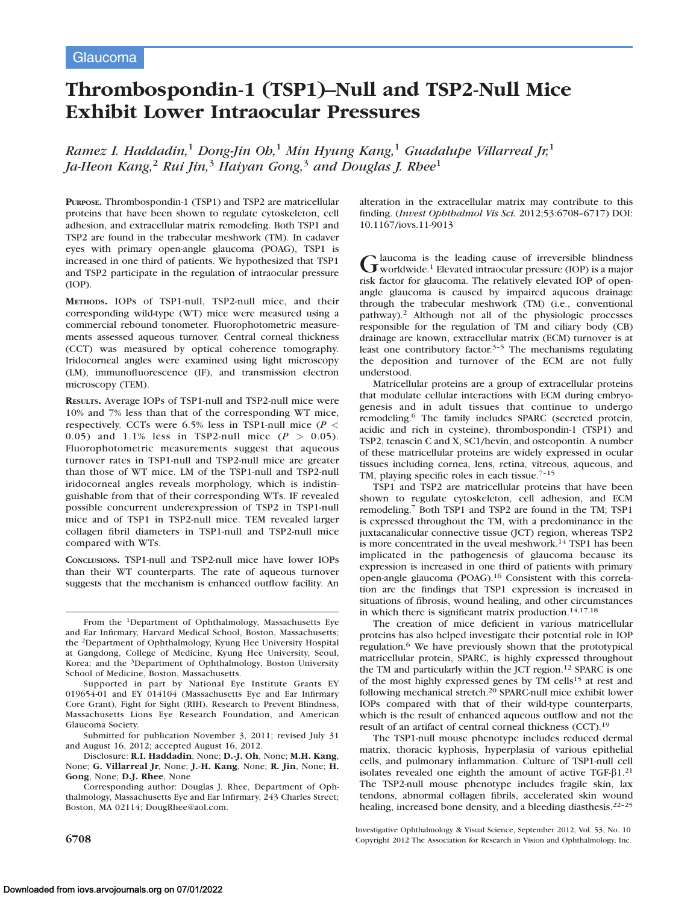Glaucoma

# Thrombospondin-1 (TSP1)–Null and TSP2-Null Mice Exhibit Lower Intraocular Pressures

*Ramez I. Haddadin,[1] Dong-Jin Oh,[1] Min Hyung Kang,[1] Guadalupe Villarreal Jr,[1] Ja-Heon Kang,[2] Rui Jin,[3] Haiyan Gong,[3] and Douglas J. Rhee[1]*

**PURPOSE.** Thrombospondin-1 (TSP1) and TSP2 are matricellular proteins that have been shown to regulate cytoskeleton, cell adhesion, and extracellular matrix remodeling. Both TSP1 and TSP2 are found in the trabecular meshwork (TM). In cadaver eyes with primary open-angle glaucoma (POAG), TSP1 is increased in one third of patients. We hypothesized that TSP1 and TSP2 participate in the regulation of intraocular pressure (IOP).

**METHODS.** IOPs of TSP1-null, TSP2-null mice, and their corresponding wild-type (WT) mice were measured using a commercial rebound tonometer. Fluorophotometric measurements assessed aqueous turnover. Central corneal thickness (CCT) was measured by optical coherence tomography. Iridocorneal angles were examined using light microscopy (LM), immunofluorescence (IF), and transmission electron microscopy (TEM).

**RESULTS.** Average IOPs of TSP1-null and TSP2-null mice were 10% and 7% less than that of the corresponding WT mice, respectively. CCTs were 6.5% less in TSP1-null mice ($P < 0.05$) and 1.1% less in TSP2-null mice ($P > 0.05$). Fluorophotometric measurements suggest that aqueous turnover rates in TSP1-null and TSP2-null mice are greater than those of WT mice. LM of the TSP1-null and TSP2-null iridocorneal angles reveals morphology, which is indistinguishable from that of their corresponding WTs. IF revealed possible concurrent underexpression of TSP2 in TSP1-null mice and of TSP1 in TSP2-null mice. TEM revealed larger collagen fibril diameters in TSP1-null and TSP2-null mice compared with WTs.

**CONCLUSIONS.** TSP1-null and TSP2-null mice have lower IOPs than their WT counterparts. The rate of aqueous turnover suggests that the mechanism is enhanced outflow facility. An alteration in the extracellular matrix may contribute to this finding. (*Invest Ophthalmol Vis Sci.* 2012;53:6708–6717) DOI: 10.1167/iovs.11-9013

Glaucoma is the leading cause of irreversible blindness worldwide.[1] Elevated intraocular pressure (IOP) is a major risk factor for glaucoma. The relatively elevated IOP of open-angle glaucoma is caused by impaired aqueous drainage through the trabecular meshwork (TM) (i.e., conventional pathway).[2] Although not all of the physiologic processes responsible for the regulation of TM and ciliary body (CB) drainage are known, extracellular matrix (ECM) turnover is at least one contributory factor.[3–5] The mechanisms regulating the deposition and turnover of the ECM are not fully understood.

Matricellular proteins are a group of extracellular proteins that modulate cellular interactions with ECM during embryogenesis and in adult tissues that continue to undergo remodeling.[6] The family includes SPARC (secreted protein, acidic and rich in cysteine), thrombospondin-1 (TSP1) and TSP2, tenascin C and X, SC1/hevin, and osteopontin. A number of these matricellular proteins are widely expressed in ocular tissues including cornea, lens, retina, vitreous, aqueous, and TM, playing specific roles in each tissue.[7–15]

TSP1 and TSP2 are matricellular proteins that have been shown to regulate cytoskeleton, cell adhesion, and ECM remodeling.[7] Both TSP1 and TSP2 are found in the TM; TSP1 is expressed throughout the TM, with a predominance in the juxtacanalicular connective tissue (JCT) region, whereas TSP2 is more concentrated in the uveal meshwork.[14] TSP1 has been implicated in the pathogenesis of glaucoma because its expression is increased in one third of patients with primary open-angle glaucoma (POAG).[16] Consistent with this correlation are the findings that TSP1 expression is increased in situations of fibrosis, wound healing, and other circumstances in which there is significant matrix production.[14,17,18]

The creation of mice deficient in various matricellular proteins has also helped investigate their potential role in IOP regulation.[6] We have previously shown that the prototypical matricellular protein, SPARC, is highly expressed throughout the TM and particularly within the JCT region.[12] SPARC is one of the most highly expressed genes by TM cells[15] at rest and following mechanical stretch.[20] SPARC-null mice exhibit lower IOPs compared with that of their wild-type counterparts, which is the result of enhanced aqueous outflow and not the result of an artifact of central corneal thickness (CCT).[19]

The TSP1-null mouse phenotype includes reduced dermal matrix, thoracic kyphosis, hyperplasia of various epithelial cells, and pulmonary inflammation. Culture of TSP1-null cell isolates revealed one eighth the amount of active TGF-$\beta$1.[21] The TSP2-null mouse phenotype includes fragile skin, lax tendons, abnormal collagen fibrils, accelerated skin wound healing, increased bone density, and a bleeding diasthesis.[22–25]

From the [1]Department of Ophthalmology, Massachusetts Eye and Ear Infirmary, Harvard Medical School, Boston, Massachusetts; the [2]Department of Ophthalmology, Kyung Hee University Hospital at Gangdong, College of Medicine, Kyung Hee University, Seoul, Korea; and the [3]Department of Ophthalmology, Boston University School of Medicine, Boston, Massachusetts.

Supported in part by National Eye Institute Grants EY 019654-01 and EY 014104 (Massachusetts Eye and Ear Infirmary Core Grant), Fight for Sight (RIH), Research to Prevent Blindness, Massachusetts Lions Eye Research Foundation, and American Glaucoma Society.

Submitted for publication November 3, 2011; revised July 31 and August 16, 2012; accepted August 16, 2012.

Disclosure: **R.I. Haddadin**, None; **D.-J. Oh**, None; **M.H. Kang**, None; **G. Villarreal Jr**, None; **J.-H. Kang**, None; **R. Jin**, None; **H. Gong**, None; **D.J. Rhee**, None

Corresponding author: Douglas J. Rhee, Department of Ophthalmology, Massachusetts Eye and Ear Infirmary, 243 Charles Street; Boston, MA 02114; DougRhee@aol.com.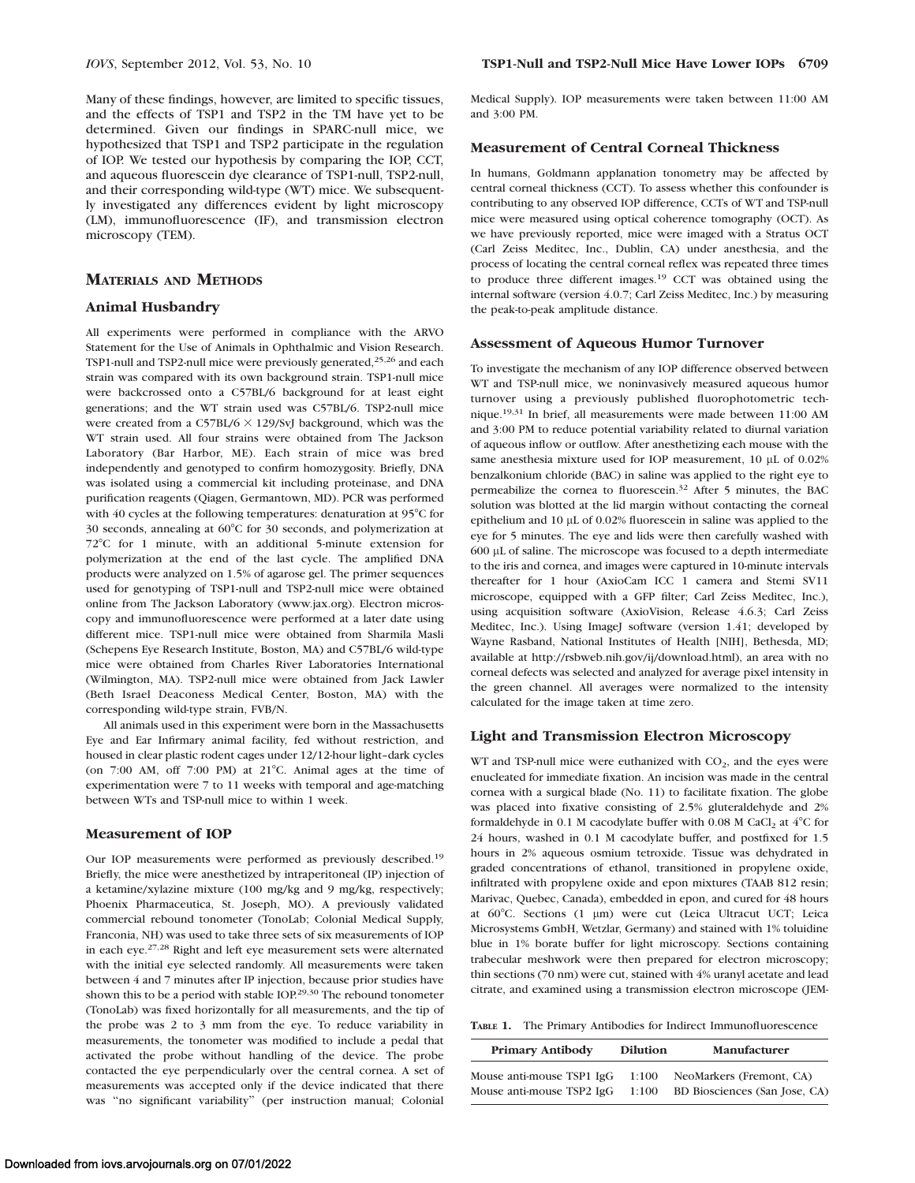Many of these findings, however, are limited to specific tissues, and the effects of TSP1 and TSP2 in the TM have yet to be determined. Given our findings in SPARC-null mice, we hypothesized that TSP1 and TSP2 participate in the regulation of IOP. We tested our hypothesis by comparing the IOP, CCT, and aqueous fluorescein dye clearance of TSP1-null, TSP2-null, and their corresponding wild-type (WT) mice. We subsequently investigated any differences evident by light microscopy (LM), immunofluorescence (IF), and transmission electron microscopy (TEM).

## Materials and Methods

### Animal Husbandry

All experiments were performed in compliance with the ARVO Statement for the Use of Animals in Ophthalmic and Vision Research. TSP1-null and TSP2-null mice were previously generated,[25,26] and each strain was compared with its own background strain. TSP1-null mice were backcrossed onto a C57BL/6 background for at least eight generations; and the WT strain used was C57BL/6. TSP2-null mice were created from a C57BL/6 × 129/SvJ background, which was the WT strain used. All four strains were obtained from The Jackson Laboratory (Bar Harbor, ME). Each strain of mice was bred independently and genotyped to confirm homozygosity. Briefly, DNA was isolated using a commercial kit including proteinase, and DNA purification reagents (Qiagen, Germantown, MD). PCR was performed with 40 cycles at the following temperatures: denaturation at 95°C for 30 seconds, annealing at 60°C for 30 seconds, and polymerization at 72°C for 1 minute, with an additional 5-minute extension for polymerization at the end of the last cycle. The amplified DNA products were analyzed on 1.5% of agarose gel. The primer sequences used for genotyping of TSP1-null and TSP2-null mice were obtained online from The Jackson Laboratory (www.jax.org). Electron microscopy and immunofluorescence were performed at a later date using different mice. TSP1-null mice were obtained from Sharmila Masli (Schepens Eye Research Institute, Boston, MA) and C57BL/6 wild-type mice were obtained from Charles River Laboratories International (Wilmington, MA). TSP2-null mice were obtained from Jack Lawler (Beth Israel Deaconess Medical Center, Boston, MA) with the corresponding wild-type strain, FVB/N.

All animals used in this experiment were born in the Massachusetts Eye and Ear Infirmary animal facility, fed without restriction, and housed in clear plastic rodent cages under 12/12-hour light–dark cycles (on 7:00 AM, off 7:00 PM) at 21°C. Animal ages at the time of experimentation were 7 to 11 weeks with temporal and age-matching between WTs and TSP-null mice to within 1 week.

### Measurement of IOP

Our IOP measurements were performed as previously described.[19] Briefly, the mice were anesthetized by intraperitoneal (IP) injection of a ketamine/xylazine mixture (100 mg/kg and 9 mg/kg, respectively; Phoenix Pharmaceutica, St. Joseph, MO). A previously validated commercial rebound tonometer (TonoLab; Colonial Medical Supply, Franconia, NH) was used to take three sets of six measurements of IOP in each eye.[27,28] Right and left eye measurement sets were alternated with the initial eye selected randomly. All measurements were taken between 4 and 7 minutes after IP injection, because prior studies have shown this to be a period with stable IOP.[29,30] The rebound tonometer (TonoLab) was fixed horizontally for all measurements, and the tip of the probe was 2 to 3 mm from the eye. To reduce variability in measurements, the tonometer was modified to include a pedal that activated the probe without handling of the device. The probe contacted the eye perpendicularly over the central cornea. A set of measurements was accepted only if the device indicated that there was "no significant variability" (per instruction manual; Colonial Medical Supply). IOP measurements were taken between 11:00 AM and 3:00 PM.

### Measurement of Central Corneal Thickness

In humans, Goldmann applanation tonometry may be affected by central corneal thickness (CCT). To assess whether this confounder is contributing to any observed IOP difference, CCTs of WT and TSP-null mice were measured using optical coherence tomography (OCT). As we have previously reported, mice were imaged with a Stratus OCT (Carl Zeiss Meditec, Inc., Dublin, CA) under anesthesia, and the process of locating the central corneal reflex was repeated three times to produce three different images.[19] CCT was obtained using the internal software (version 4.0.7; Carl Zeiss Meditec, Inc.) by measuring the peak-to-peak amplitude distance.

### Assessment of Aqueous Humor Turnover

To investigate the mechanism of any IOP difference observed between WT and TSP-null mice, we noninvasively measured aqueous humor turnover using a previously published fluorophotometric technique.[19,31] In brief, all measurements were made between 11:00 AM and 3:00 PM to reduce potential variability related to diurnal variation of aqueous inflow or outflow. After anesthetizing each mouse with the same anesthesia mixture used for IOP measurement, 10 µL of 0.02% benzalkonium chloride (BAC) in saline was applied to the right eye to permeabilize the cornea to fluorescein.[32] After 5 minutes, the BAC solution was blotted at the lid margin without contacting the corneal epithelium and 10 µL of 0.02% fluorescein in saline was applied to the eye for 5 minutes. The eye and lids were then carefully washed with 600 µL of saline. The microscope was focused to a depth intermediate to the iris and cornea, and images were captured in 10-minute intervals thereafter for 1 hour (AxioCam ICC 1 camera and Stemi SV11 microscope, equipped with a GFP filter; Carl Zeiss Meditec, Inc.), using acquisition software (AxioVision, Release 4.6.3; Carl Zeiss Meditec, Inc.). Using ImageJ software (version 1.41; developed by Wayne Rasband, National Institutes of Health [NIH], Bethesda, MD; available at http://rsbweb.nih.gov/ij/download.html), an area with no corneal defects was selected and analyzed for average pixel intensity in the green channel. All averages were normalized to the intensity calculated for the image taken at time zero.

### Light and Transmission Electron Microscopy

WT and TSP-null mice were euthanized with $CO_2$, and the eyes were enucleated for immediate fixation. An incision was made in the central cornea with a surgical blade (No. 11) to facilitate fixation. The globe was placed into fixative consisting of 2.5% gluteraldehyde and 2% formaldehyde in 0.1 M cacodylate buffer with 0.08 M $CaCl_2$ at 4°C for 24 hours, washed in 0.1 M cacodylate buffer, and postfixed for 1.5 hours in 2% aqueous osmium tetroxide. Tissue was dehydrated in graded concentrations of ethanol, transitioned in propylene oxide, infiltrated with propylene oxide and epon mixtures (TAAB 812 resin; Marivac, Quebec, Canada), embedded in epon, and cured for 48 hours at 60°C. Sections (1 µm) were cut (Leica Ultracut UCT; Leica Microsystems GmbH, Wetzlar, Germany) and stained with 1% toluidine blue in 1% borate buffer for light microscopy. Sections containing trabecular meshwork were then prepared for electron microscopy; thin sections (70 nm) were cut, stained with 4% uranyl acetate and lead citrate, and examined using a transmission electron microscope (JEM-

**Table 1.** The Primary Antibodies for Indirect Immunofluorescence

| Primary Antibody | Dilution | Manufacturer |
|---|---|---|
| Mouse anti-mouse TSP1 IgG | 1:100 | NeoMarkers (Fremont, CA) |
| Mouse anti-mouse TSP2 IgG | 1:100 | BD Biosciences (San Jose, CA) |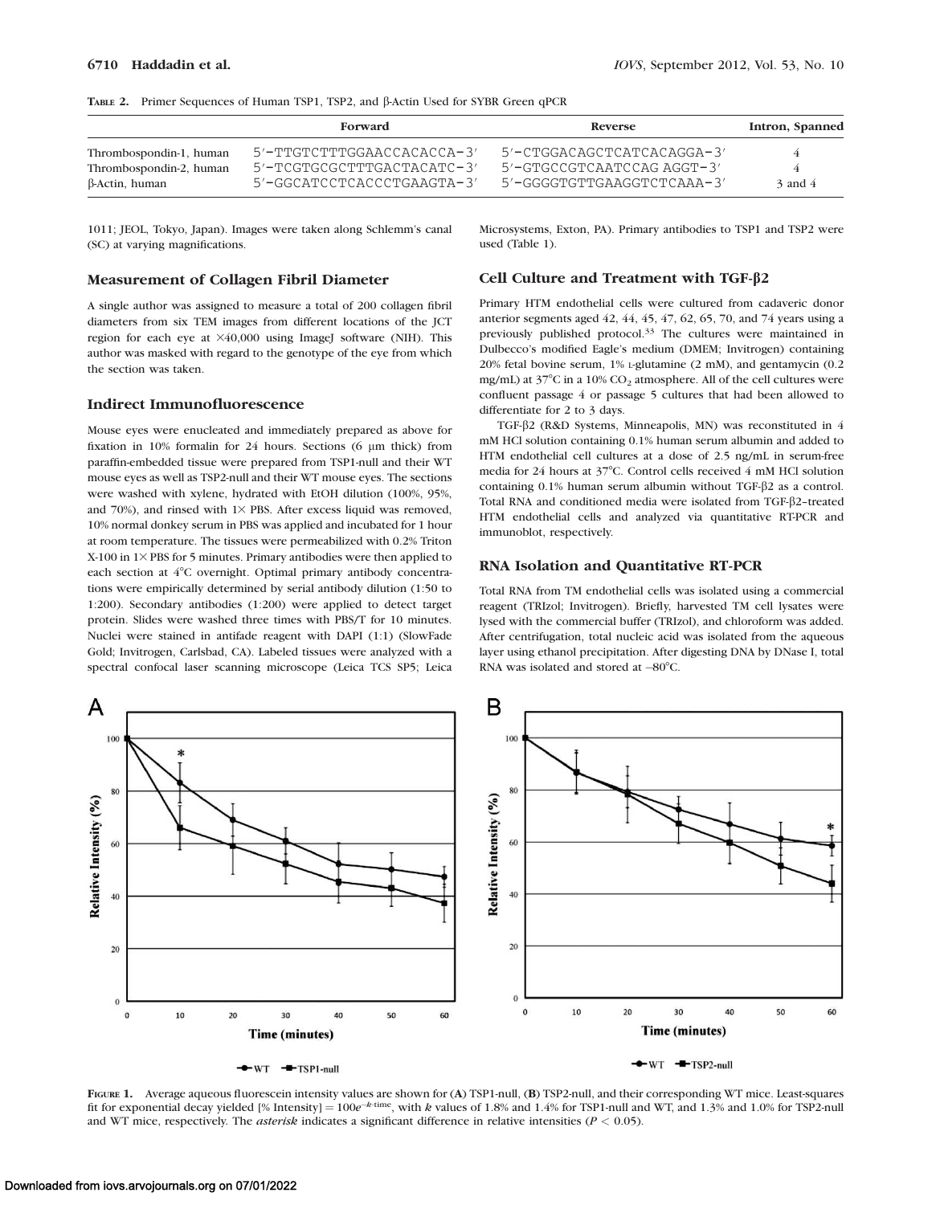**TABLE 2.** Primer Sequences of Human TSP1, TSP2, and β-Actin Used for SYBR Green qPCR

| | Forward | Reverse | Intron, Spanned |
|---|---|---|---|
| Thrombospondin-1, human | 5′-TTGTCTTTGGAACCACACCA-3′ | 5′-CTGGACAGCTCATCACAGGA-3′ | 4 |
| Thrombospondin-2, human | 5′-TCGTGCGCTTTGACTACATC-3′ | 5′-GTGCCGTCAATCCAG AGGT-3′ | 4 |
| β-Actin, human | 5′-GGCATCCTCACCCTGAAGTA-3′ | 5′-GGGGTGTTGAAGGTCTCAAA-3′ | 3 and 4 |

1011; JEOL, Tokyo, Japan). Images were taken along Schlemm's canal (SC) at varying magnifications.

### Measurement of Collagen Fibril Diameter

A single author was assigned to measure a total of 200 collagen fibril diameters from six TEM images from different locations of the JCT region for each eye at ×40,000 using ImageJ software (NIH). This author was masked with regard to the genotype of the eye from which the section was taken.

### Indirect Immunofluorescence

Mouse eyes were enucleated and immediately prepared as above for fixation in 10% formalin for 24 hours. Sections (6 μm thick) from paraffin-embedded tissue were prepared from TSP1-null and their WT mouse eyes as well as TSP2-null and their WT mouse eyes. The sections were washed with xylene, hydrated with EtOH dilution (100%, 95%, and 70%), and rinsed with 1× PBS. After excess liquid was removed, 10% normal donkey serum in PBS was applied and incubated for 1 hour at room temperature. The tissues were permeabilized with 0.2% Triton X-100 in 1× PBS for 5 minutes. Primary antibodies were then applied to each section at 4°C overnight. Optimal primary antibody concentrations were empirically determined by serial antibody dilution (1:50 to 1:200). Secondary antibodies (1:200) were applied to detect target protein. Slides were washed three times with PBS/T for 10 minutes. Nuclei were stained in antifade reagent with DAPI (1:1) (SlowFade Gold; Invitrogen, Carlsbad, CA). Labeled tissues were analyzed with a spectral confocal laser scanning microscope (Leica TCS SP5; Leica Microsystems, Exton, PA). Primary antibodies to TSP1 and TSP2 were used (Table 1).

### Cell Culture and Treatment with TGF-β2

Primary HTM endothelial cells were cultured from cadaveric donor anterior segments aged 42, 44, 45, 47, 62, 65, 70, and 74 years using a previously published protocol.[33] The cultures were maintained in Dulbecco's modified Eagle's medium (DMEM; Invitrogen) containing 20% fetal bovine serum, 1% L-glutamine (2 mM), and gentamycin (0.2 mg/mL) at 37°C in a 10% $CO_2$ atmosphere. All of the cell cultures were confluent passage 4 or passage 5 cultures that had been allowed to differentiate for 2 to 3 days.

TGF-β2 (R&D Systems, Minneapolis, MN) was reconstituted in 4 mM HCl solution containing 0.1% human serum albumin and added to HTM endothelial cell cultures at a dose of 2.5 ng/mL in serum-free media for 24 hours at 37°C. Control cells received 4 mM HCl solution containing 0.1% human serum albumin without TGF-β2 as a control. Total RNA and conditioned media were isolated from TGF-β2–treated HTM endothelial cells and analyzed via quantitative RT-PCR and immunoblot, respectively.

### RNA Isolation and Quantitative RT-PCR

Total RNA from TM endothelial cells was isolated using a commercial reagent (TRIzol; Invitrogen). Briefly, harvested TM cell lysates were lysed with the commercial buffer (TRIzol), and chloroform was added. After centrifugation, total nucleic acid was isolated from the aqueous layer using ethanol precipitation. After digesting DNA by DNase I, total RNA was isolated and stored at –80°C.

**FIGURE 1.** Average aqueous fluorescein intensity values are shown for (**A**) TSP1-null, (**B**) TSP2-null, and their corresponding WT mice. Least-squares fit for exponential decay yielded [% Intensity] = $100e^{-k \cdot \text{time}}$, with $k$ values of 1.8% and 1.4% for TSP1-null and WT, and 1.3% and 1.0% for TSP2-null and WT mice, respectively. The *asterisk* indicates a significant difference in relative intensities ($P < 0.05$).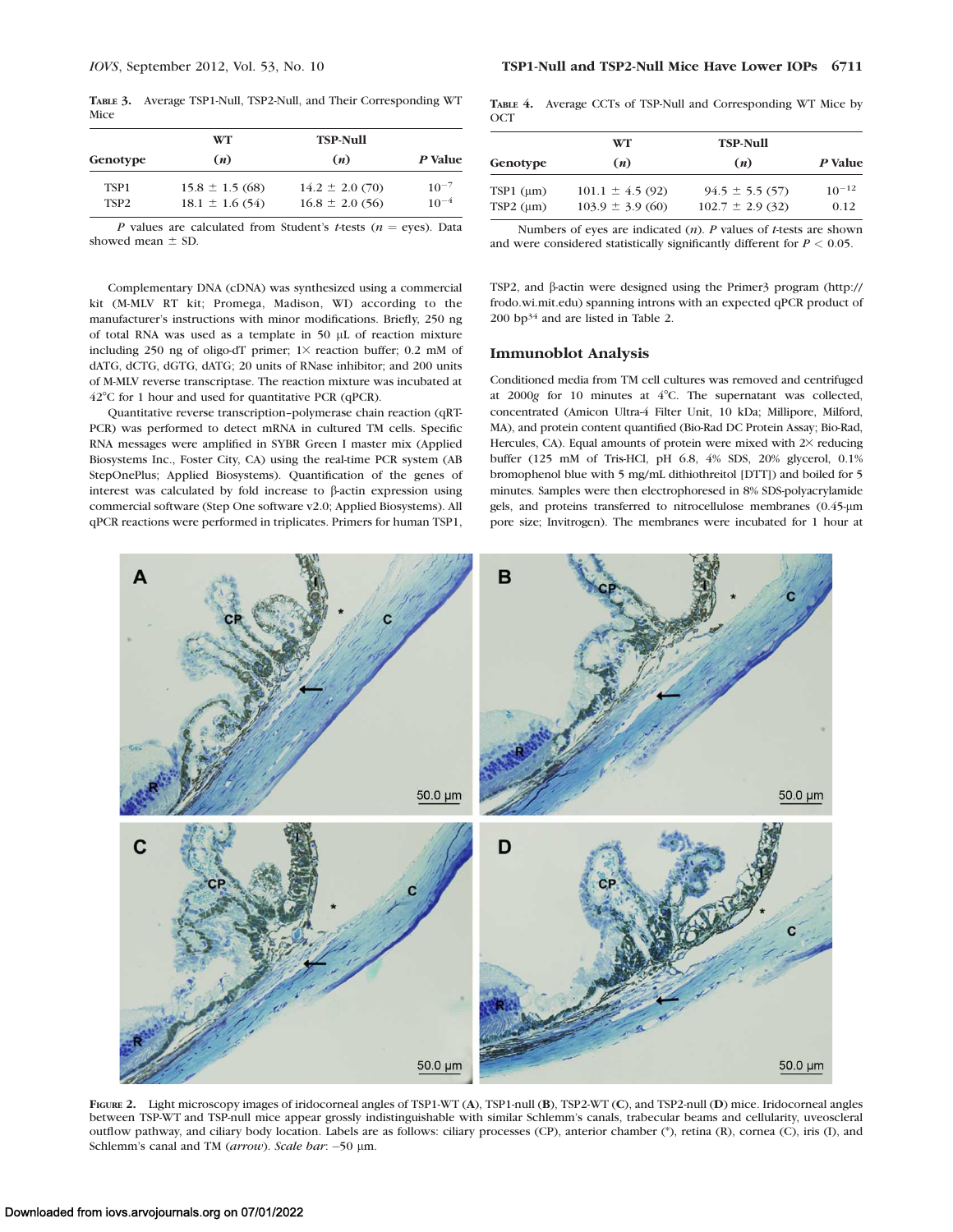**Table 3.** Average TSP1-Null, TSP2-Null, and Their Corresponding WT Mice

| Genotype | WT ($n$) | TSP-Null ($n$) | $P$ Value |
|---|---|---|---|
| TSP1 | 15.8 ± 1.5 (68) | 14.2 ± 2.0 (70) | $10^{-7}$ |
| TSP2 | 18.1 ± 1.6 (54) | 16.8 ± 2.0 (56) | $10^{-4}$ |

$P$ values are calculated from Student's $t$-tests ($n$ = eyes). Data showed mean ± SD.

Complementary DNA (cDNA) was synthesized using a commercial kit (M-MLV RT kit; Promega, Madison, WI) according to the manufacturer's instructions with minor modifications. Briefly, 250 ng of total RNA was used as a template in 50 µL of reaction mixture including 250 ng of oligo-dT primer; 1× reaction buffer; 0.2 mM of dATG, dCTG, dGTG, dATG; 20 units of RNase inhibitor; and 200 units of M-MLV reverse transcriptase. The reaction mixture was incubated at 42°C for 1 hour and used for quantitative PCR (qPCR).

Quantitative reverse transcription–polymerase chain reaction (qRT-PCR) was performed to detect mRNA in cultured TM cells. Specific RNA messages were amplified in SYBR Green I master mix (Applied Biosystems Inc., Foster City, CA) using the real-time PCR system (AB StepOnePlus; Applied Biosystems). Quantification of the genes of interest was calculated by fold increase to β-actin expression using commercial software (Step One software v2.0; Applied Biosystems). All qPCR reactions were performed in triplicates. Primers for human TSP1, TSP2, and β-actin were designed using the Primer3 program (http://frodo.wi.mit.edu) spanning introns with an expected qPCR product of 200 bp[34] and are listed in Table 2.

**Table 4.** Average CCTs of TSP-Null and Corresponding WT Mice by OCT

| Genotype | WT ($n$) | TSP-Null ($n$) | $P$ Value |
|---|---|---|---|
| TSP1 (µm) | 101.1 ± 4.5 (92) | 94.5 ± 5.5 (57) | $10^{-12}$ |
| TSP2 (µm) | 103.9 ± 3.9 (60) | 102.7 ± 2.9 (32) | 0.12 |

Numbers of eyes are indicated ($n$). $P$ values of $t$-tests are shown and were considered statistically significantly different for $P < 0.05$.

## Immunoblot Analysis

Conditioned media from TM cell cultures was removed and centrifuged at 2000$g$ for 10 minutes at 4°C. The supernatant was collected, concentrated (Amicon Ultra-4 Filter Unit, 10 kDa; Millipore, Milford, MA), and protein content quantified (Bio-Rad DC Protein Assay; Bio-Rad, Hercules, CA). Equal amounts of protein were mixed with 2× reducing buffer (125 mM of Tris-HCl, pH 6.8, 4% SDS, 20% glycerol, 0.1% bromophenol blue with 5 mg/mL dithiothreitol [DTT]) and boiled for 5 minutes. Samples were then electrophoresed in 8% SDS-polyacrylamide gels, and proteins transferred to nitrocellulose membranes (0.45-µm pore size; Invitrogen). The membranes were incubated for 1 hour at

**Figure 2.** Light microscopy images of iridocorneal angles of TSP1-WT (**A**), TSP1-null (**B**), TSP2-WT (**C**), and TSP2-null (**D**) mice. Iridocorneal angles between TSP-WT and TSP-null mice appear grossly indistinguishable with similar Schlemm's canals, trabecular beams and cellularity, uveoscleral outflow pathway, and ciliary body location. Labels are as follows: ciliary processes (CP), anterior chamber (*), retina (R), cornea (C), iris (I), and Schlemm's canal and TM (*arrow*). *Scale bar*: –50 µm.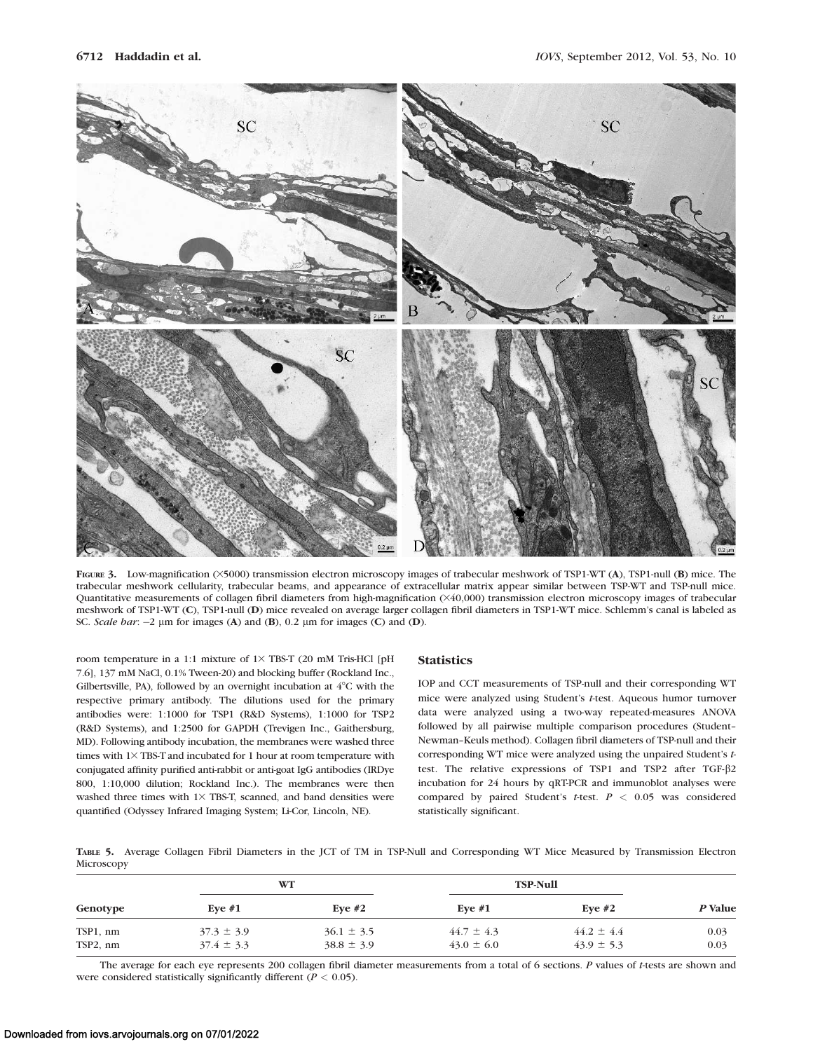**FIGURE 3.** Low-magnification (×5000) transmission electron microscopy images of trabecular meshwork of TSP1-WT (**A**), TSP1-null (**B**) mice. The trabecular meshwork cellularity, trabecular beams, and appearance of extracellular matrix appear similar between TSP-WT and TSP-null mice. Quantitative measurements of collagen fibril diameters from high-magnification (×40,000) transmission electron microscopy images of trabecular meshwork of TSP1-WT (**C**), TSP1-null (**D**) mice revealed on average larger collagen fibril diameters in TSP1-WT mice. Schlemm's canal is labeled as SC. *Scale bar*: –2 µm for images (**A**) and (**B**), 0.2 µm for images (**C**) and (**D**).

room temperature in a 1:1 mixture of 1× TBS-T (20 mM Tris-HCl [pH 7.6], 137 mM NaCl, 0.1% Tween-20) and blocking buffer (Rockland Inc., Gilbertsville, PA), followed by an overnight incubation at 4°C with the respective primary antibody. The dilutions used for the primary antibodies were: 1:1000 for TSP1 (R&D Systems), 1:1000 for TSP2 (R&D Systems), and 1:2500 for GAPDH (Trevigen Inc., Gaithersburg, MD). Following antibody incubation, the membranes were washed three times with 1× TBS-T and incubated for 1 hour at room temperature with conjugated affinity purified anti-rabbit or anti-goat IgG antibodies (IRDye 800, 1:10,000 dilution; Rockland Inc.). The membranes were then washed three times with 1× TBS-T, scanned, and band densities were quantified (Odyssey Infrared Imaging System; Li-Cor, Lincoln, NE).

## Statistics

IOP and CCT measurements of TSP-null and their corresponding WT mice were analyzed using Student's *t*-test. Aqueous humor turnover data were analyzed using a two-way repeated-measures ANOVA followed by all pairwise multiple comparison procedures (Student–Newman–Keuls method). Collagen fibril diameters of TSP-null and their corresponding WT mice were analyzed using the unpaired Student's *t*-test. The relative expressions of TSP1 and TSP2 after TGF-β2 incubation for 24 hours by qRT-PCR and immunoblot analyses were compared by paired Student's *t*-test. $P < 0.05$ was considered statistically significant.

**TABLE 5.** Average Collagen Fibril Diameters in the JCT of TM in TSP-Null and Corresponding WT Mice Measured by Transmission Electron Microscopy

| Genotype | WT | | TSP-Null | | *P* Value |
|---|---|---|---|---|---|
| | Eye #1 | Eye #2 | Eye #1 | Eye #2 | |
| TSP1, nm | 37.3 ± 3.9 | 36.1 ± 3.5 | 44.7 ± 4.3 | 44.2 ± 4.4 | 0.03 |
| TSP2, nm | 37.4 ± 3.3 | 38.8 ± 3.9 | 43.0 ± 6.0 | 43.9 ± 5.3 | 0.03 |

The average for each eye represents 200 collagen fibril diameter measurements from a total of 6 sections. *P* values of *t*-tests are shown and were considered statistically significantly different ($P < 0.05$).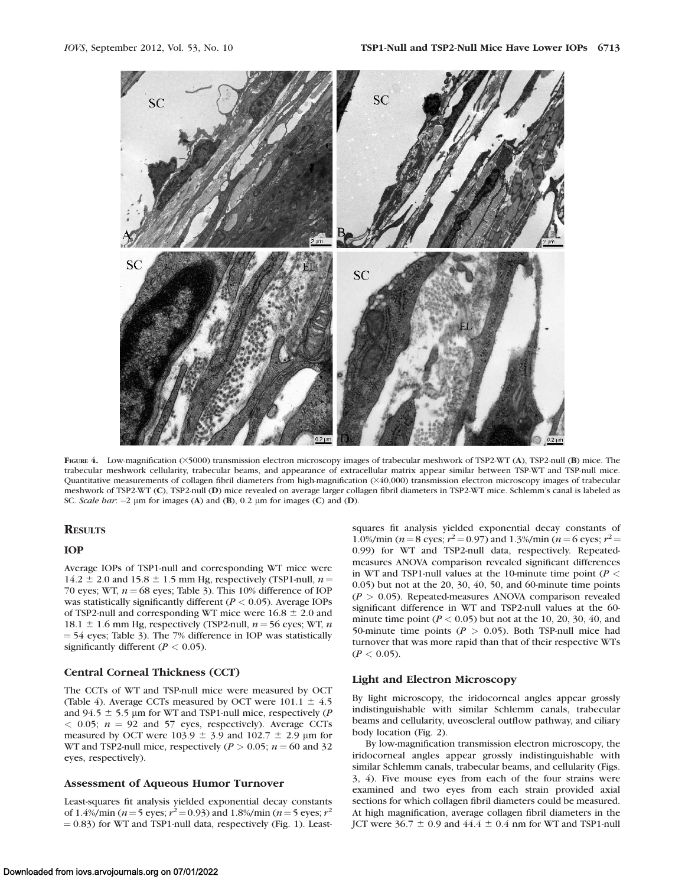**Figure 4.** Low-magnification (×5000) transmission electron microscopy images of trabecular meshwork of TSP2-WT (**A**), TSP2-null (**B**) mice. The trabecular meshwork cellularity, trabecular beams, and appearance of extracellular matrix appear similar between TSP-WT and TSP-null mice. Quantitative measurements of collagen fibril diameters from high-magnification (×40,000) transmission electron microscopy images of trabecular meshwork of TSP2-WT (**C**), TSP2-null (**D**) mice revealed on average larger collagen fibril diameters in TSP2-WT mice. Schlemm's canal is labeled as SC. *Scale bar*: –2 µm for images (**A**) and (**B**), 0.2 µm for images (**C**) and (**D**).

## Results

### IOP

Average IOPs of TSP1-null and corresponding WT mice were 14.2 ± 2.0 and 15.8 ± 1.5 mm Hg, respectively (TSP1-null, $n = 70$ eyes; WT, $n = 68$ eyes; Table 3). This 10% difference of IOP was statistically significantly different ($P < 0.05$). Average IOPs of TSP2-null and corresponding WT mice were 16.8 ± 2.0 and 18.1 ± 1.6 mm Hg, respectively (TSP2-null, $n = 56$ eyes; WT, $n = 54$ eyes; Table 3). The 7% difference in IOP was statistically significantly different ($P < 0.05$).

### Central Corneal Thickness (CCT)

The CCTs of WT and TSP-null mice were measured by OCT (Table 4). Average CCTs measured by OCT were 101.1 ± 4.5 and 94.5 ± 5.5 µm for WT and TSP1-null mice, respectively ($P < 0.05$; $n = 92$ and 57 eyes, respectively). Average CCTs measured by OCT were 103.9 ± 3.9 and 102.7 ± 2.9 µm for WT and TSP2-null mice, respectively ($P > 0.05$; $n = 60$ and 32 eyes, respectively).

### Assessment of Aqueous Humor Turnover

Least-squares fit analysis yielded exponential decay constants of 1.4%/min ($n = 5$ eyes; $r^2 = 0.93$) and 1.8%/min ($n = 5$ eyes; $r^2 = 0.83$) for WT and TSP1-null data, respectively (Fig. 1). Least-squares fit analysis yielded exponential decay constants of 1.0%/min ($n = 8$ eyes; $r^2 = 0.97$) and 1.3%/min ($n = 6$ eyes; $r^2 = 0.99$) for WT and TSP2-null data, respectively. Repeated-measures ANOVA comparison revealed significant differences in WT and TSP1-null values at the 10-minute time point ($P < 0.05$) but not at the 20, 30, 40, 50, and 60-minute time points ($P > 0.05$). Repeated-measures ANOVA comparison revealed significant difference in WT and TSP2-null values at the 60-minute time point ($P < 0.05$) but not at the 10, 20, 30, 40, and 50-minute time points ($P > 0.05$). Both TSP-null mice had turnover that was more rapid than that of their respective WTs ($P < 0.05$).

### Light and Electron Microscopy

By light microscopy, the iridocorneal angles appear grossly indistinguishable with similar Schlemm canals, trabecular beams and cellularity, uveoscleral outflow pathway, and ciliary body location (Fig. 2).

By low-magnification transmission electron microscopy, the iridocorneal angles appear grossly indistinguishable with similar Schlemm canals, trabecular beams, and cellularity (Figs. 3, 4). Five mouse eyes from each of the four strains were examined and two eyes from each strain provided axial sections for which collagen fibril diameters could be measured. At high magnification, average collagen fibril diameters in the JCT were 36.7 ± 0.9 and 44.4 ± 0.4 nm for WT and TSP1-null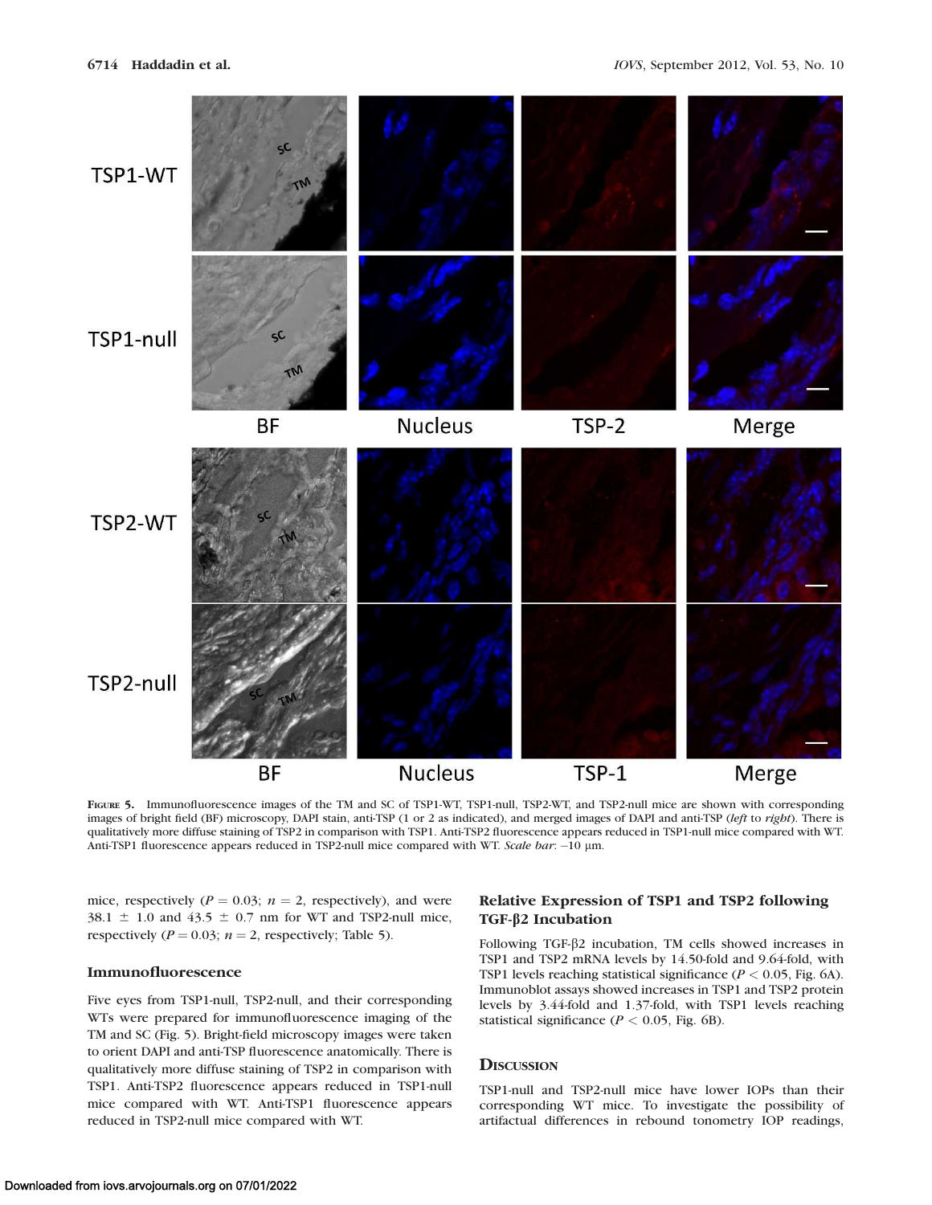FIGURE 5. Immunofluorescence images of the TM and SC of TSP1-WT, TSP1-null, TSP2-WT, and TSP2-null mice are shown with corresponding images of bright field (BF) microscopy, DAPI stain, anti-TSP (1 or 2 as indicated), and merged images of DAPI and anti-TSP (*left* to *right*). There is qualitatively more diffuse staining of TSP2 in comparison with TSP1. Anti-TSP2 fluorescence appears reduced in TSP1-null mice compared with WT. Anti-TSP1 fluorescence appears reduced in TSP2-null mice compared with WT. *Scale bar*: −10 μm.

mice, respectively ($P = 0.03$; $n = 2$, respectively), and were $38.1 \pm 1.0$ and $43.5 \pm 0.7$ nm for WT and TSP2-null mice, respectively ($P = 0.03$; $n = 2$, respectively; Table 5).

### Immunofluorescence

Five eyes from TSP1-null, TSP2-null, and their corresponding WTs were prepared for immunofluorescence imaging of the TM and SC (Fig. 5). Bright-field microscopy images were taken to orient DAPI and anti-TSP fluorescence anatomically. There is qualitatively more diffuse staining of TSP2 in comparison with TSP1. Anti-TSP2 fluorescence appears reduced in TSP1-null mice compared with WT. Anti-TSP1 fluorescence appears reduced in TSP2-null mice compared with WT.

### Relative Expression of TSP1 and TSP2 following TGF-β2 Incubation

Following TGF-β2 incubation, TM cells showed increases in TSP1 and TSP2 mRNA levels by 14.50-fold and 9.64-fold, with TSP1 levels reaching statistical significance ($P < 0.05$, Fig. 6A). Immunoblot assays showed increases in TSP1 and TSP2 protein levels by 3.44-fold and 1.37-fold, with TSP1 levels reaching statistical significance ($P < 0.05$, Fig. 6B).

## Discussion

TSP1-null and TSP2-null mice have lower IOPs than their corresponding WT mice. To investigate the possibility of artifactual differences in rebound tonometry IOP readings,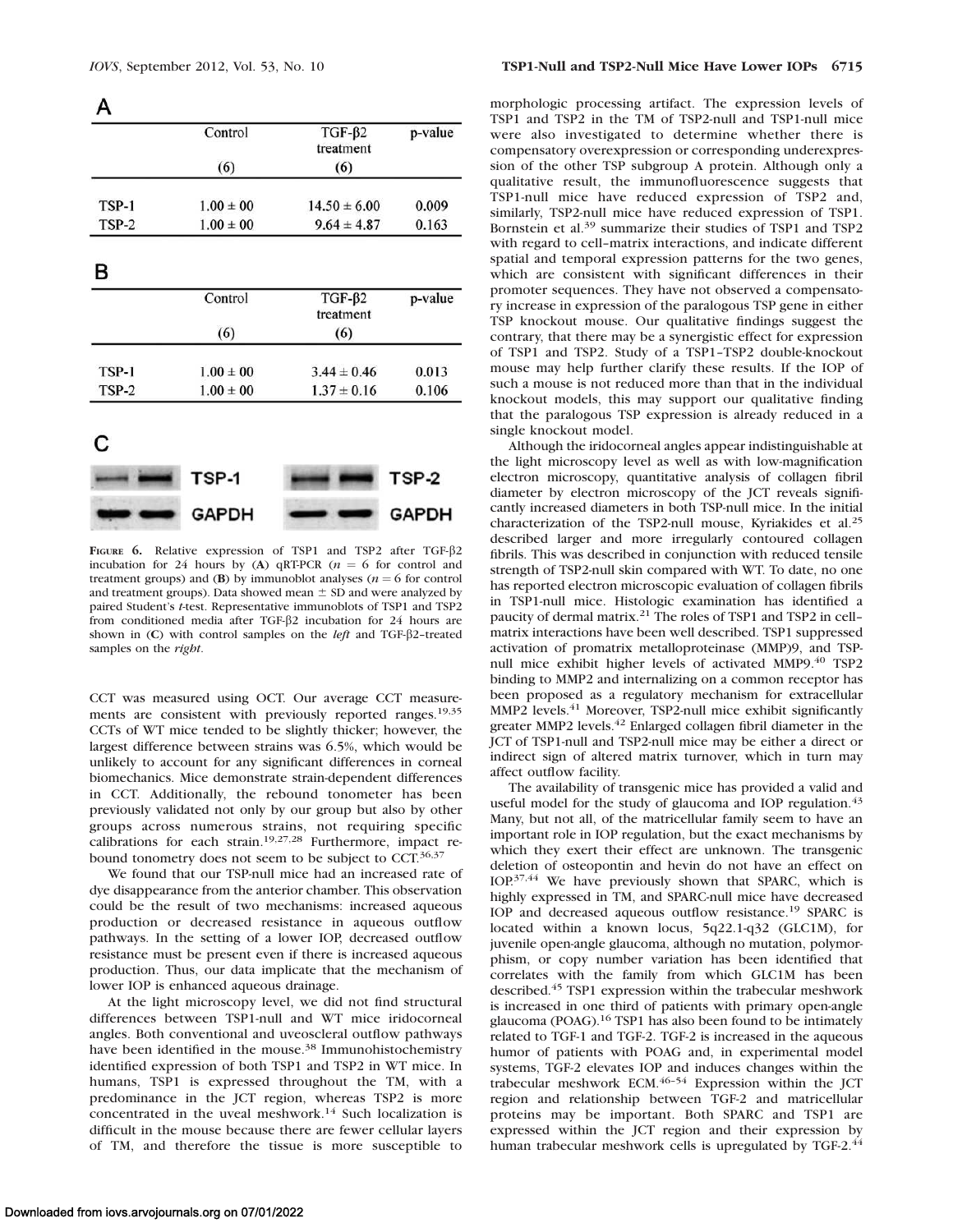A

| | Control | TGF-β2 treatment | p-value |
|---|---|---|---|
| | (6) | (6) | |
| TSP-1 | 1.00 ± 00 | 14.50 ± 6.00 | 0.009 |
| TSP-2 | 1.00 ± 00 | 9.64 ± 4.87 | 0.163 |

B

| | Control | TGF-β2 treatment | p-value |
|---|---|---|---|
| | (6) | (6) | |
| TSP-1 | 1.00 ± 00 | 3.44 ± 0.46 | 0.013 |
| TSP-2 | 1.00 ± 00 | 1.37 ± 0.16 | 0.106 |

C

TSP-1 GAPDH TSP-2 GAPDH

**Figure 6.** Relative expression of TSP1 and TSP2 after TGF-β2 incubation for 24 hours by (**A**) qRT-PCR ($n = 6$ for control and treatment groups) and (**B**) by immunoblot analyses ($n = 6$ for control and treatment groups). Data showed mean ± SD and were analyzed by paired Student's *t*-test. Representative immunoblots of TSP1 and TSP2 from conditioned media after TGF-β2 incubation for 24 hours are shown in (**C**) with control samples on the *left* and TGF-β2–treated samples on the *right*.

CCT was measured using OCT. Our average CCT measurements are consistent with previously reported ranges.[19,35] CCTs of WT mice tended to be slightly thicker; however, the largest difference between strains was 6.5%, which would be unlikely to account for any significant differences in corneal biomechanics. Mice demonstrate strain-dependent differences in CCT. Additionally, the rebound tonometer has been previously validated not only by our group but also by other groups across numerous strains, not requiring specific calibrations for each strain.[19,27,28] Furthermore, impact rebound tonometry does not seem to be subject to CCT.[36,37]

We found that our TSP-null mice had an increased rate of dye disappearance from the anterior chamber. This observation could be the result of two mechanisms: increased aqueous production or decreased resistance in aqueous outflow pathways. In the setting of a lower IOP, decreased outflow resistance must be present even if there is increased aqueous production. Thus, our data implicate that the mechanism of lower IOP is enhanced aqueous drainage.

At the light microscopy level, we did not find structural differences between TSP1-null and WT mice iridocorneal angles. Both conventional and uveoscleral outflow pathways have been identified in the mouse.[38] Immunohistochemistry identified expression of both TSP1 and TSP2 in WT mice. In humans, TSP1 is expressed throughout the TM, with a predominance in the JCT region, whereas TSP2 is more concentrated in the uveal meshwork.[14] Such localization is difficult in the mouse because there are fewer cellular layers of TM, and therefore the tissue is more susceptible to morphologic processing artifact. The expression levels of TSP1 and TSP2 in the TM of TSP2-null and TSP1-null mice were also investigated to determine whether there is compensatory overexpression or corresponding underexpression of the other TSP subgroup A protein. Although only a qualitative result, the immunofluorescence suggests that TSP1-null mice have reduced expression of TSP2 and, similarly, TSP2-null mice have reduced expression of TSP1. Bornstein et al.[39] summarize their studies of TSP1 and TSP2 with regard to cell–matrix interactions, and indicate different spatial and temporal expression patterns for the two genes, which are consistent with significant differences in their promoter sequences. They have not observed a compensatory increase in expression of the paralogous TSP gene in either TSP knockout mouse. Our qualitative findings suggest the contrary, that there may be a synergistic effect for expression of TSP1 and TSP2. Study of a TSP1–TSP2 double-knockout mouse may help further clarify these results. If the IOP of such a mouse is not reduced more than that in the individual knockout models, this may support our qualitative finding that the paralogous TSP expression is already reduced in a single knockout model.

Although the iridocorneal angles appear indistinguishable at the light microscopy level as well as with low-magnification electron microscopy, quantitative analysis of collagen fibril diameter by electron microscopy of the JCT reveals significantly increased diameters in both TSP-null mice. In the initial characterization of the TSP2-null mouse, Kyriakides et al.[25] described larger and more irregularly contoured collagen fibrils. This was described in conjunction with reduced tensile strength of TSP2-null skin compared with WT. To date, no one has reported electron microscopic evaluation of collagen fibrils in TSP1-null mice. Histologic examination has identified a paucity of dermal matrix.[21] The roles of TSP1 and TSP2 in cell–matrix interactions have been well described. TSP1 suppressed activation of promatrix metalloproteinase (MMP)9, and TSP-null mice exhibit higher levels of activated MMP9.[40] TSP2 binding to MMP2 and internalizing on a common receptor has been proposed as a regulatory mechanism for extracellular MMP2 levels.[41] Moreover, TSP2-null mice exhibit significantly greater MMP2 levels.[42] Enlarged collagen fibril diameter in the JCT of TSP1-null and TSP2-null mice may be either a direct or indirect sign of altered matrix turnover, which in turn may affect outflow facility.

The availability of transgenic mice has provided a valid and useful model for the study of glaucoma and IOP regulation.[43] Many, but not all, of the matricellular family seem to have an important role in IOP regulation, but the exact mechanisms by which they exert their effect are unknown. The transgenic deletion of osteopontin and hevin do not have an effect on IOP.[37,44] We have previously shown that SPARC, which is highly expressed in TM, and SPARC-null mice have decreased IOP and decreased aqueous outflow resistance.[19] SPARC is located within a known locus, 5q22.1-q32 (GLC1M), for juvenile open-angle glaucoma, although no mutation, polymorphism, or copy number variation has been identified that correlates with the family from which GLC1M has been described.[45] TSP1 expression within the trabecular meshwork is increased in one third of patients with primary open-angle glaucoma (POAG).[16] TSP1 has also been found to be intimately related to TGF-1 and TGF-2. TGF-2 is increased in the aqueous humor of patients with POAG and, in experimental model systems, TGF-2 elevates IOP and induces changes within the trabecular meshwork ECM.[46–54] Expression within the JCT region and relationship between TGF-2 and matricellular proteins may be important. Both SPARC and TSP1 are expressed within the JCT region and their expression by human trabecular meshwork cells is upregulated by TGF-2.[44]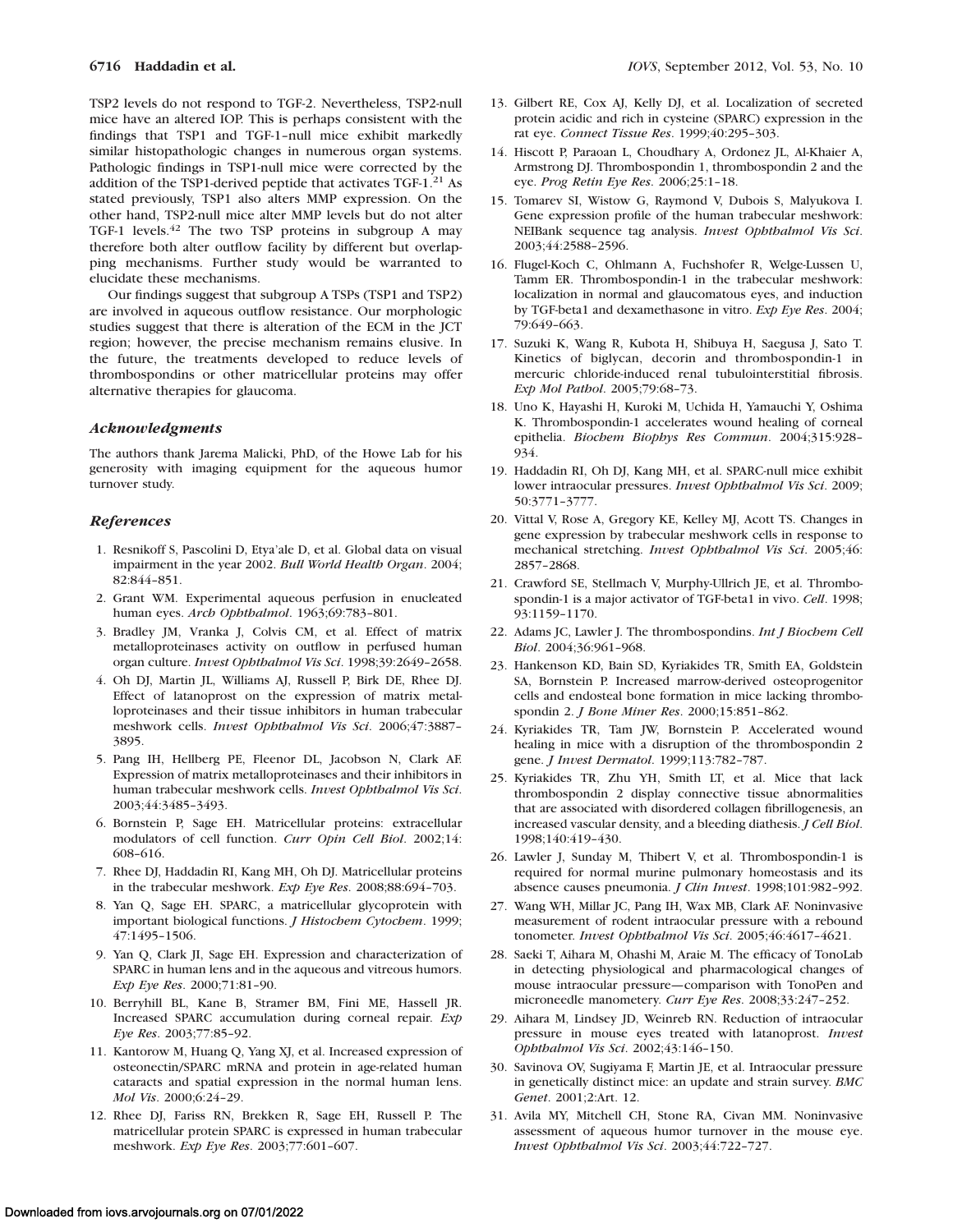TSP2 levels do not respond to TGF-2. Nevertheless, TSP2-null mice have an altered IOP. This is perhaps consistent with the findings that TSP1 and TGF-1–null mice exhibit markedly similar histopathologic changes in numerous organ systems. Pathologic findings in TSP1-null mice were corrected by the addition of the TSP1-derived peptide that activates TGF-1.[21] As stated previously, TSP1 also alters MMP expression. On the other hand, TSP2-null mice alter MMP levels but do not alter TGF-1 levels.[42] The two TSP proteins in subgroup A may therefore both alter outflow facility by different but overlapping mechanisms. Further study would be warranted to elucidate these mechanisms.

Our findings suggest that subgroup A TSPs (TSP1 and TSP2) are involved in aqueous outflow resistance. Our morphologic studies suggest that there is alteration of the ECM in the JCT region; however, the precise mechanism remains elusive. In the future, the treatments developed to reduce levels of thrombospondins or other matricellular proteins may offer alternative therapies for glaucoma.

### *Acknowledgments*

The authors thank Jarema Malicki, PhD, of the Howe Lab for his generosity with imaging equipment for the aqueous humor turnover study.

### *References*

1. Resnikoff S, Pascolini D, Etya'ale D, et al. Global data on visual impairment in the year 2002. *Bull World Health Organ*. 2004; 82:844–851.
2. Grant WM. Experimental aqueous perfusion in enucleated human eyes. *Arch Ophthalmol*. 1963;69:783–801.
3. Bradley JM, Vranka J, Colvis CM, et al. Effect of matrix metalloproteinases activity on outflow in perfused human organ culture. *Invest Ophthalmol Vis Sci*. 1998;39:2649–2658.
4. Oh DJ, Martin JL, Williams AJ, Russell P, Birk DE, Rhee DJ. Effect of latanoprost on the expression of matrix metalloproteinases and their tissue inhibitors in human trabecular meshwork cells. *Invest Ophthalmol Vis Sci*. 2006;47:3887–3895.
5. Pang IH, Hellberg PE, Fleenor DL, Jacobson N, Clark AF. Expression of matrix metalloproteinases and their inhibitors in human trabecular meshwork cells. *Invest Ophthalmol Vis Sci*. 2003;44:3485–3493.
6. Bornstein P, Sage EH. Matricellular proteins: extracellular modulators of cell function. *Curr Opin Cell Biol*. 2002;14: 608–616.
7. Rhee DJ, Haddadin RI, Kang MH, Oh DJ. Matricellular proteins in the trabecular meshwork. *Exp Eye Res*. 2008;88:694–703.
8. Yan Q, Sage EH. SPARC, a matricellular glycoprotein with important biological functions. *J Histochem Cytochem*. 1999; 47:1495–1506.
9. Yan Q, Clark JI, Sage EH. Expression and characterization of SPARC in human lens and in the aqueous and vitreous humors. *Exp Eye Res*. 2000;71:81–90.
10. Berryhill BL, Kane B, Stramer BM, Fini ME, Hassell JR. Increased SPARC accumulation during corneal repair. *Exp Eye Res*. 2003;77:85–92.
11. Kantorow M, Huang Q, Yang XJ, et al. Increased expression of osteonectin/SPARC mRNA and protein in age-related human cataracts and spatial expression in the normal human lens. *Mol Vis*. 2000;6:24–29.
12. Rhee DJ, Fariss RN, Brekken R, Sage EH, Russell P. The matricellular protein SPARC is expressed in human trabecular meshwork. *Exp Eye Res*. 2003;77:601–607.
13. Gilbert RE, Cox AJ, Kelly DJ, et al. Localization of secreted protein acidic and rich in cysteine (SPARC) expression in the rat eye. *Connect Tissue Res*. 1999;40:295–303.
14. Hiscott P, Paraoan L, Choudhary A, Ordonez JL, Al-Khaier A, Armstrong DJ. Thrombospondin 1, thrombospondin 2 and the eye. *Prog Retin Eye Res*. 2006;25:1–18.
15. Tomarev SI, Wistow G, Raymond V, Dubois S, Malyukova I. Gene expression profile of the human trabecular meshwork: NEIBank sequence tag analysis. *Invest Ophthalmol Vis Sci*. 2003;44:2588–2596.
16. Flugel-Koch C, Ohlmann A, Fuchshofer R, Welge-Lussen U, Tamm ER. Thrombospondin-1 in the trabecular meshwork: localization in normal and glaucomatous eyes, and induction by TGF-beta1 and dexamethasone in vitro. *Exp Eye Res*. 2004; 79:649–663.
17. Suzuki K, Wang R, Kubota H, Shibuya H, Saegusa J, Sato T. Kinetics of biglycan, decorin and thrombospondin-1 in mercuric chloride-induced renal tubulointerstitial fibrosis. *Exp Mol Pathol*. 2005;79:68–73.
18. Uno K, Hayashi H, Kuroki M, Uchida H, Yamauchi Y, Oshima K. Thrombospondin-1 accelerates wound healing of corneal epithelia. *Biochem Biophys Res Commun*. 2004;315:928–934.
19. Haddadin RI, Oh DJ, Kang MH, et al. SPARC-null mice exhibit lower intraocular pressures. *Invest Ophthalmol Vis Sci*. 2009; 50:3771–3777.
20. Vittal V, Rose A, Gregory KE, Kelley MJ, Acott TS. Changes in gene expression by trabecular meshwork cells in response to mechanical stretching. *Invest Ophthalmol Vis Sci*. 2005;46: 2857–2868.
21. Crawford SE, Stellmach V, Murphy-Ullrich JE, et al. Thrombospondin-1 is a major activator of TGF-beta1 in vivo. *Cell*. 1998; 93:1159–1170.
22. Adams JC, Lawler J. The thrombospondins. *Int J Biochem Cell Biol*. 2004;36:961–968.
23. Hankenson KD, Bain SD, Kyriakides TR, Smith EA, Goldstein SA, Bornstein P. Increased marrow-derived osteoprogenitor cells and endosteal bone formation in mice lacking thrombospondin 2. *J Bone Miner Res*. 2000;15:851–862.
24. Kyriakides TR, Tam JW, Bornstein P. Accelerated wound healing in mice with a disruption of the thrombospondin 2 gene. *J Invest Dermatol*. 1999;113:782–787.
25. Kyriakides TR, Zhu YH, Smith LT, et al. Mice that lack thrombospondin 2 display connective tissue abnormalities that are associated with disordered collagen fibrillogenesis, an increased vascular density, and a bleeding diathesis. *J Cell Biol*. 1998;140:419–430.
26. Lawler J, Sunday M, Thibert V, et al. Thrombospondin-1 is required for normal murine pulmonary homeostasis and its absence causes pneumonia. *J Clin Invest*. 1998;101:982–992.
27. Wang WH, Millar JC, Pang IH, Wax MB, Clark AF. Noninvasive measurement of rodent intraocular pressure with a rebound tonometer. *Invest Ophthalmol Vis Sci*. 2005;46:4617–4621.
28. Saeki T, Aihara M, Ohashi M, Araie M. The efficacy of TonoLab in detecting physiological and pharmacological changes of mouse intraocular pressure—comparison with TonoPen and microneedle manometery. *Curr Eye Res*. 2008;33:247–252.
29. Aihara M, Lindsey JD, Weinreb RN. Reduction of intraocular pressure in mouse eyes treated with latanoprost. *Invest Ophthalmol Vis Sci*. 2002;43:146–150.
30. Savinova OV, Sugiyama F, Martin JE, et al. Intraocular pressure in genetically distinct mice: an update and strain survey. *BMC Genet*. 2001;2:Art. 12.
31. Avila MY, Mitchell CH, Stone RA, Civan MM. Noninvasive assessment of aqueous humor turnover in the mouse eye. *Invest Ophthalmol Vis Sci*. 2003;44:722–727.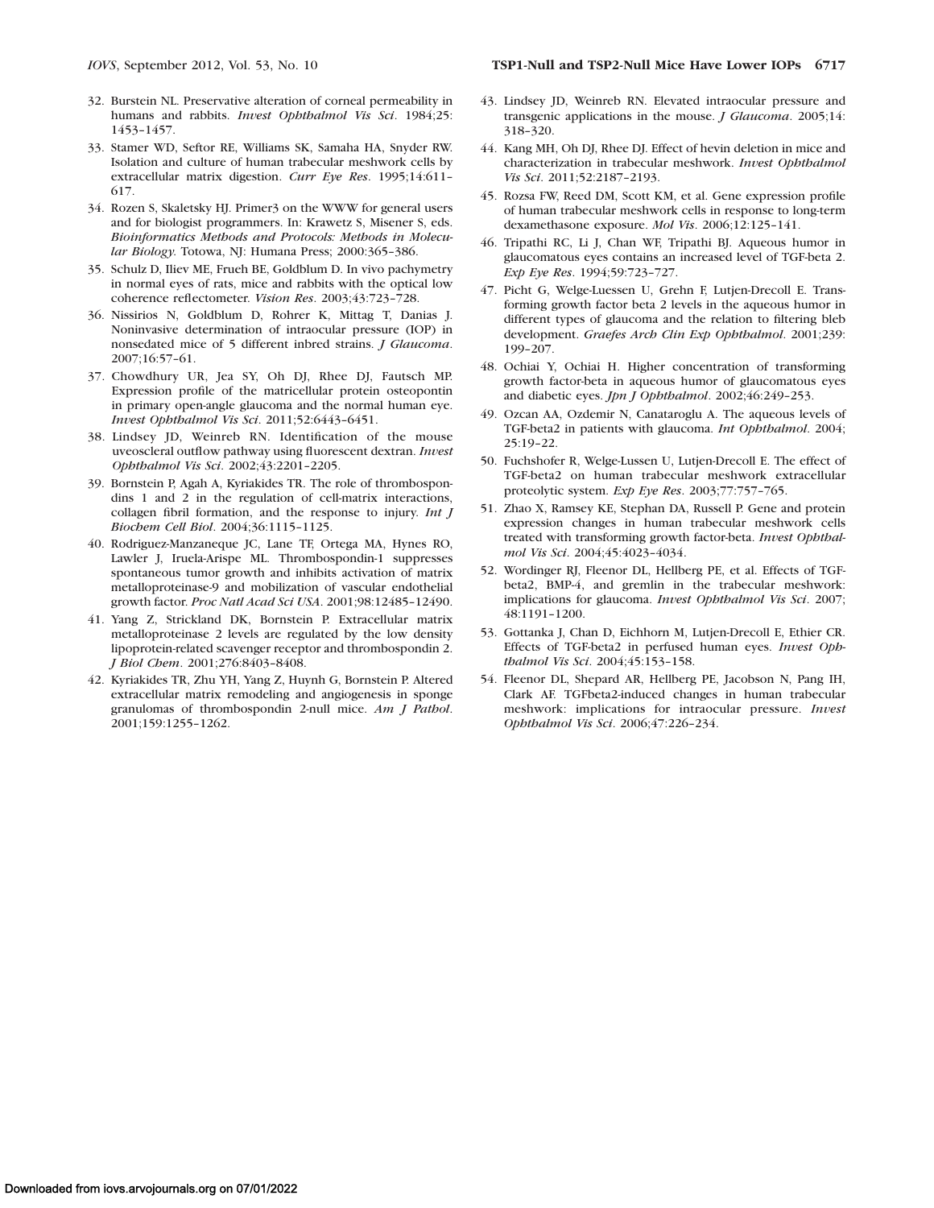32. Burstein NL. Preservative alteration of corneal permeability in humans and rabbits. *Invest Ophthalmol Vis Sci*. 1984;25: 1453–1457.
33. Stamer WD, Seftor RE, Williams SK, Samaha HA, Snyder RW. Isolation and culture of human trabecular meshwork cells by extracellular matrix digestion. *Curr Eye Res*. 1995;14:611–617.
34. Rozen S, Skaletsky HJ. Primer3 on the WWW for general users and for biologist programmers. In: Krawetz S, Misener S, eds. *Bioinformatics Methods and Protocols: Methods in Molecular Biology.* Totowa, NJ: Humana Press; 2000:365–386.
35. Schulz D, Iliev ME, Frueh BE, Goldblum D. In vivo pachymetry in normal eyes of rats, mice and rabbits with the optical low coherence reflectometer. *Vision Res*. 2003;43:723–728.
36. Nissirios N, Goldblum D, Rohrer K, Mittag T, Danias J. Noninvasive determination of intraocular pressure (IOP) in nonsedated mice of 5 different inbred strains. *J Glaucoma*. 2007;16:57–61.
37. Chowdhury UR, Jea SY, Oh DJ, Rhee DJ, Fautsch MP. Expression profile of the matricellular protein osteopontin in primary open-angle glaucoma and the normal human eye. *Invest Ophthalmol Vis Sci*. 2011;52:6443–6451.
38. Lindsey JD, Weinreb RN. Identification of the mouse uveoscleral outflow pathway using fluorescent dextran. *Invest Ophthalmol Vis Sci*. 2002;43:2201–2205.
39. Bornstein P, Agah A, Kyriakides TR. The role of thrombospondins 1 and 2 in the regulation of cell-matrix interactions, collagen fibril formation, and the response to injury. *Int J Biochem Cell Biol*. 2004;36:1115–1125.
40. Rodriguez-Manzaneque JC, Lane TF, Ortega MA, Hynes RO, Lawler J, Iruela-Arispe ML. Thrombospondin-1 suppresses spontaneous tumor growth and inhibits activation of matrix metalloproteinase-9 and mobilization of vascular endothelial growth factor. *Proc Natl Acad Sci USA*. 2001;98:12485–12490.
41. Yang Z, Strickland DK, Bornstein P. Extracellular matrix metalloproteinase 2 levels are regulated by the low density lipoprotein-related scavenger receptor and thrombospondin 2. *J Biol Chem*. 2001;276:8403–8408.
42. Kyriakides TR, Zhu YH, Yang Z, Huynh G, Bornstein P. Altered extracellular matrix remodeling and angiogenesis in sponge granulomas of thrombospondin 2-null mice. *Am J Pathol*. 2001;159:1255–1262.
43. Lindsey JD, Weinreb RN. Elevated intraocular pressure and transgenic applications in the mouse. *J Glaucoma*. 2005;14: 318–320.
44. Kang MH, Oh DJ, Rhee DJ. Effect of hevin deletion in mice and characterization in trabecular meshwork. *Invest Ophthalmol Vis Sci*. 2011;52:2187–2193.
45. Rozsa FW, Reed DM, Scott KM, et al. Gene expression profile of human trabecular meshwork cells in response to long-term dexamethasone exposure. *Mol Vis*. 2006;12:125–141.
46. Tripathi RC, Li J, Chan WF, Tripathi BJ. Aqueous humor in glaucomatous eyes contains an increased level of TGF-beta 2. *Exp Eye Res*. 1994;59:723–727.
47. Picht G, Welge-Luessen U, Grehn F, Lutjen-Drecoll E. Transforming growth factor beta 2 levels in the aqueous humor in different types of glaucoma and the relation to filtering bleb development. *Graefes Arch Clin Exp Ophthalmol*. 2001;239: 199–207.
48. Ochiai Y, Ochiai H. Higher concentration of transforming growth factor-beta in aqueous humor of glaucomatous eyes and diabetic eyes. *Jpn J Ophthalmol*. 2002;46:249–253.
49. Ozcan AA, Ozdemir N, Canataroglu A. The aqueous levels of TGF-beta2 in patients with glaucoma. *Int Ophthalmol*. 2004; 25:19–22.
50. Fuchshofer R, Welge-Lussen U, Lutjen-Drecoll E. The effect of TGF-beta2 on human trabecular meshwork extracellular proteolytic system. *Exp Eye Res*. 2003;77:757–765.
51. Zhao X, Ramsey KE, Stephan DA, Russell P. Gene and protein expression changes in human trabecular meshwork cells treated with transforming growth factor-beta. *Invest Ophthalmol Vis Sci*. 2004;45:4023–4034.
52. Wordinger RJ, Fleenor DL, Hellberg PE, et al. Effects of TGF-beta2, BMP-4, and gremlin in the trabecular meshwork: implications for glaucoma. *Invest Ophthalmol Vis Sci*. 2007; 48:1191–1200.
53. Gottanka J, Chan D, Eichhorn M, Lutjen-Drecoll E, Ethier CR. Effects of TGF-beta2 in perfused human eyes. *Invest Ophthalmol Vis Sci*. 2004;45:153–158.
54. Fleenor DL, Shepard AR, Hellberg PE, Jacobson N, Pang IH, Clark AF. TGFbeta2-induced changes in human trabecular meshwork: implications for intraocular pressure. *Invest Ophthalmol Vis Sci*. 2006;47:226–234.